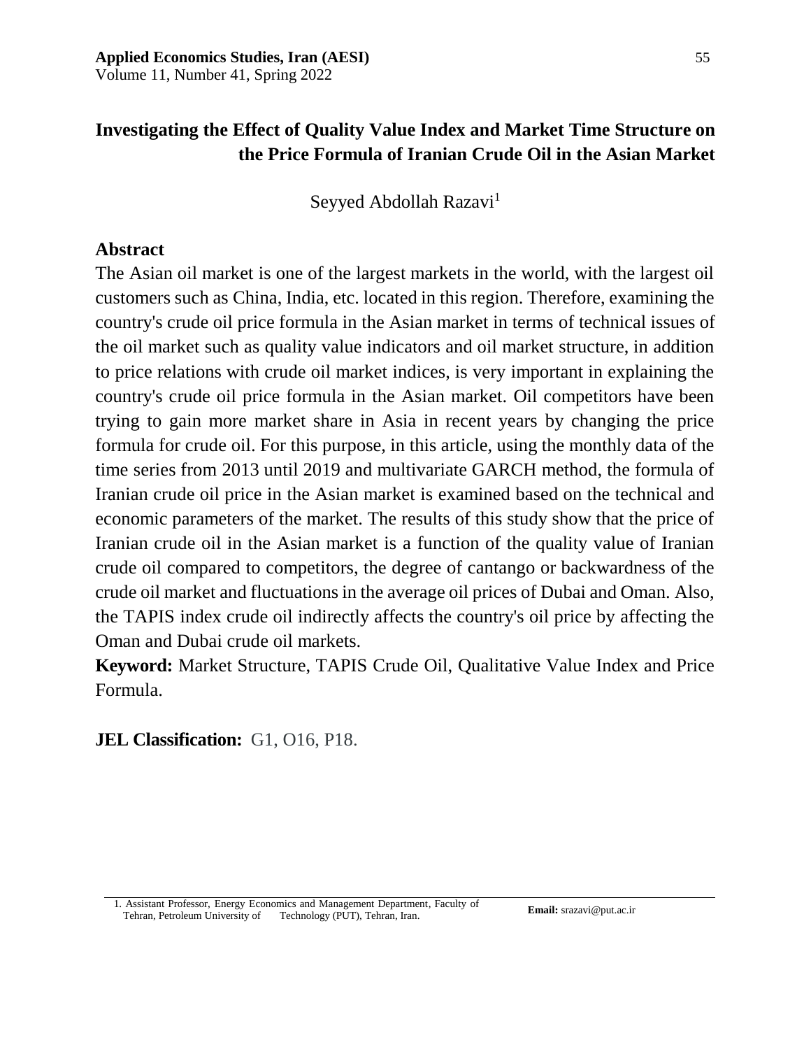# Investigating the Effect of Quality Value Index and Market Time Structure on the Price Formula of Iranian Crude Oil in the Asian Market

Seyyed Abdollah Razavi[1]

## Abstract

The Asian oil market is one of the largest markets in the world, with the largest oil customers such as China, India, etc. located in this region. Therefore, examining the country's crude oil price formula in the Asian market in terms of technical issues of the oil market such as quality value indicators and oil market structure, in addition to price relations with crude oil market indices, is very important in explaining the country's crude oil price formula in the Asian market. Oil competitors have been trying to gain more market share in Asia in recent years by changing the price formula for crude oil. For this purpose, in this article, using the monthly data of the time series from 2013 until 2019 and multivariate GARCH method, the formula of Iranian crude oil price in the Asian market is examined based on the technical and economic parameters of the market. The results of this study show that the price of Iranian crude oil in the Asian market is a function of the quality value of Iranian crude oil compared to competitors, the degree of cantango or backwardness of the crude oil market and fluctuations in the average oil prices of Dubai and Oman. Also, the TAPIS index crude oil indirectly affects the country's oil price by affecting the Oman and Dubai crude oil markets.

**Keyword:** Market Structure, TAPIS Crude Oil, Qualitative Value Index and Price Formula.

**JEL Classification:** G1, O16, P18.

---

1. Assistant Professor, Energy Economics and Management Department, Faculty of Tehran, Petroleum University of Technology (PUT), Tehran, Iran. **Email:** srazavi@put.ac.ir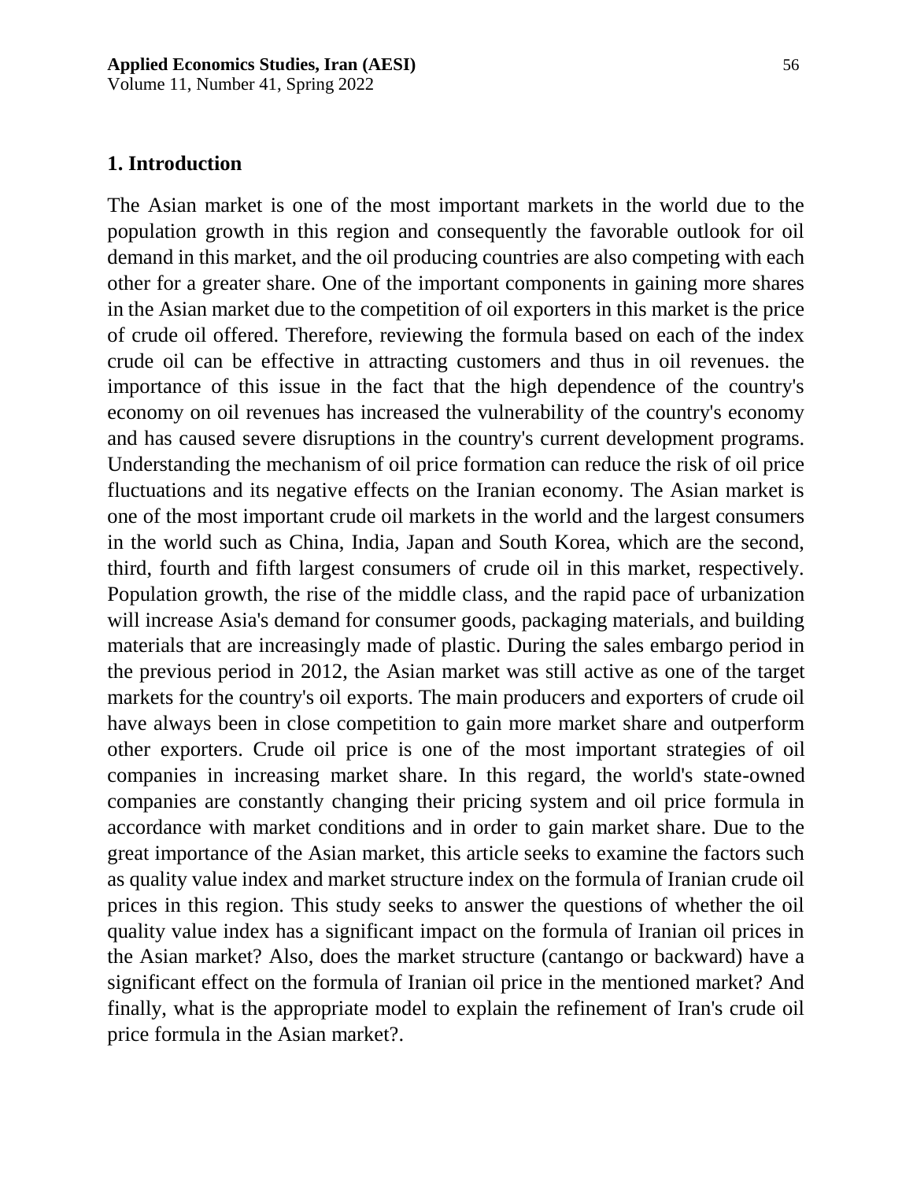## 1. Introduction

The Asian market is one of the most important markets in the world due to the population growth in this region and consequently the favorable outlook for oil demand in this market, and the oil producing countries are also competing with each other for a greater share. One of the important components in gaining more shares in the Asian market due to the competition of oil exporters in this market is the price of crude oil offered. Therefore, reviewing the formula based on each of the index crude oil can be effective in attracting customers and thus in oil revenues. the importance of this issue in the fact that the high dependence of the country's economy on oil revenues has increased the vulnerability of the country's economy and has caused severe disruptions in the country's current development programs. Understanding the mechanism of oil price formation can reduce the risk of oil price fluctuations and its negative effects on the Iranian economy. The Asian market is one of the most important crude oil markets in the world and the largest consumers in the world such as China, India, Japan and South Korea, which are the second, third, fourth and fifth largest consumers of crude oil in this market, respectively. Population growth, the rise of the middle class, and the rapid pace of urbanization will increase Asia's demand for consumer goods, packaging materials, and building materials that are increasingly made of plastic. During the sales embargo period in the previous period in 2012, the Asian market was still active as one of the target markets for the country's oil exports. The main producers and exporters of crude oil have always been in close competition to gain more market share and outperform other exporters. Crude oil price is one of the most important strategies of oil companies in increasing market share. In this regard, the world's state-owned companies are constantly changing their pricing system and oil price formula in accordance with market conditions and in order to gain market share. Due to the great importance of the Asian market, this article seeks to examine the factors such as quality value index and market structure index on the formula of Iranian crude oil prices in this region. This study seeks to answer the questions of whether the oil quality value index has a significant impact on the formula of Iranian oil prices in the Asian market? Also, does the market structure (cantango or backward) have a significant effect on the formula of Iranian oil price in the mentioned market? And finally, what is the appropriate model to explain the refinement of Iran's crude oil price formula in the Asian market?.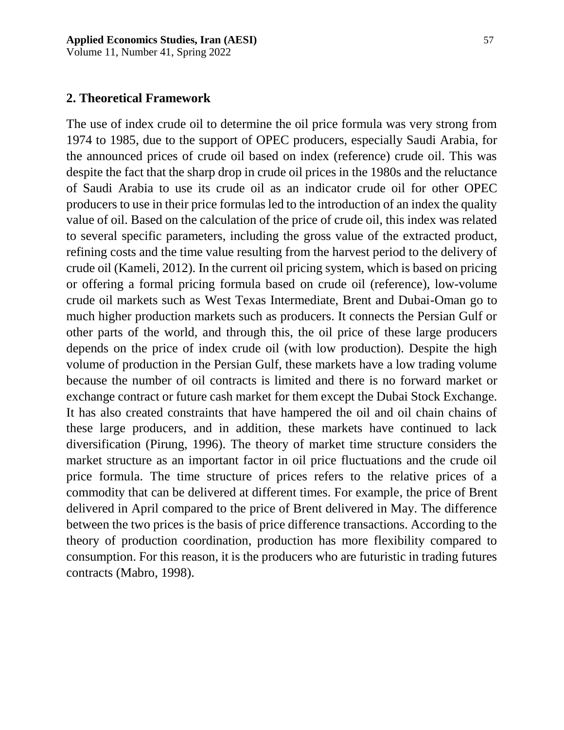## 2. Theoretical Framework

The use of index crude oil to determine the oil price formula was very strong from 1974 to 1985, due to the support of OPEC producers, especially Saudi Arabia, for the announced prices of crude oil based on index (reference) crude oil. This was despite the fact that the sharp drop in crude oil prices in the 1980s and the reluctance of Saudi Arabia to use its crude oil as an indicator crude oil for other OPEC producers to use in their price formulas led to the introduction of an index the quality value of oil. Based on the calculation of the price of crude oil, this index was related to several specific parameters, including the gross value of the extracted product, refining costs and the time value resulting from the harvest period to the delivery of crude oil (Kameli, 2012). In the current oil pricing system, which is based on pricing or offering a formal pricing formula based on crude oil (reference), low-volume crude oil markets such as West Texas Intermediate, Brent and Dubai-Oman go to much higher production markets such as producers. It connects the Persian Gulf or other parts of the world, and through this, the oil price of these large producers depends on the price of index crude oil (with low production). Despite the high volume of production in the Persian Gulf, these markets have a low trading volume because the number of oil contracts is limited and there is no forward market or exchange contract or future cash market for them except the Dubai Stock Exchange. It has also created constraints that have hampered the oil and oil chain chains of these large producers, and in addition, these markets have continued to lack diversification (Pirung, 1996). The theory of market time structure considers the market structure as an important factor in oil price fluctuations and the crude oil price formula. The time structure of prices refers to the relative prices of a commodity that can be delivered at different times. For example, the price of Brent delivered in April compared to the price of Brent delivered in May. The difference between the two prices is the basis of price difference transactions. According to the theory of production coordination, production has more flexibility compared to consumption. For this reason, it is the producers who are futuristic in trading futures contracts (Mabro, 1998).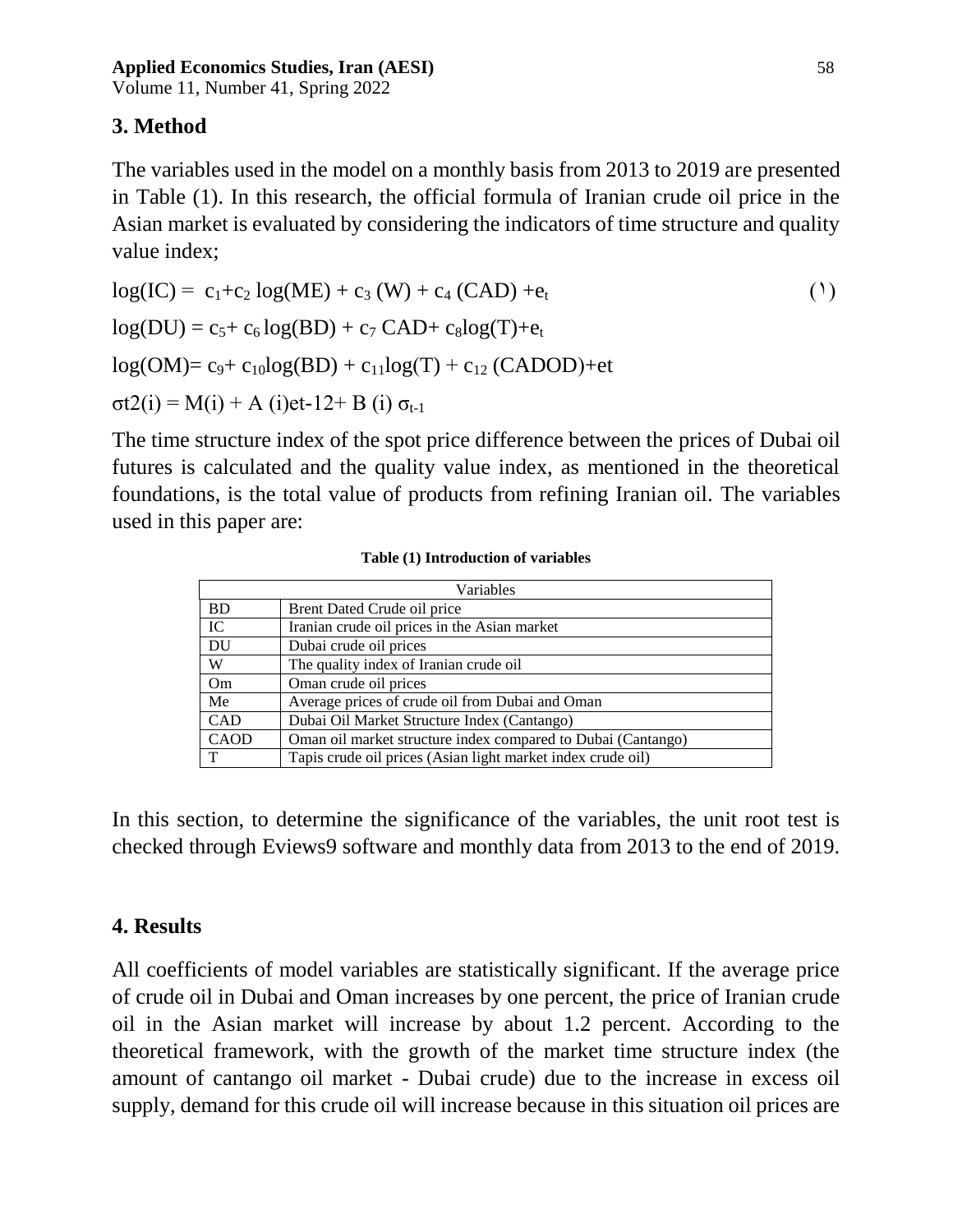## 3. Method

The variables used in the model on a monthly basis from 2013 to 2019 are presented in Table (1). In this research, the official formula of Iranian crude oil price in the Asian market is evaluated by considering the indicators of time structure and quality value index;

$$\log(IC) = c_1 + c_2 \log(ME) + c_3 (W) + c_4 (CAD) + e_t \quad (1)$$

$$\log(DU) = c_5 + c_6 \log(BD) + c_7 CAD + c_8 \log(T) + e_t$$

$$\log(OM) = c_9 + c_{10} \log(BD) + c_{11} \log(T) + c_{12} (CADOD) + et$$

$$\sigma t2(i) = M(i) + A(i)et\text{-}12 + B(i)\sigma_{t-1}$$

The time structure index of the spot price difference between the prices of Dubai oil futures is calculated and the quality value index, as mentioned in the theoretical foundations, is the total value of products from refining Iranian oil. The variables used in this paper are:

**Table (1) Introduction of variables**

| Variables | |
|---|---|
| BD | Brent Dated Crude oil price |
| IC | Iranian crude oil prices in the Asian market |
| DU | Dubai crude oil prices |
| W | The quality index of Iranian crude oil |
| Om | Oman crude oil prices |
| Me | Average prices of crude oil from Dubai and Oman |
| CAD | Dubai Oil Market Structure Index (Cantango) |
| CAOD | Oman oil market structure index compared to Dubai (Cantango) |
| T | Tapis crude oil prices (Asian light market index crude oil) |

In this section, to determine the significance of the variables, the unit root test is checked through Eviews9 software and monthly data from 2013 to the end of 2019.

## 4. Results

All coefficients of model variables are statistically significant. If the average price of crude oil in Dubai and Oman increases by one percent, the price of Iranian crude oil in the Asian market will increase by about 1.2 percent. According to the theoretical framework, with the growth of the market time structure index (the amount of cantango oil market - Dubai crude) due to the increase in excess oil supply, demand for this crude oil will increase because in this situation oil prices are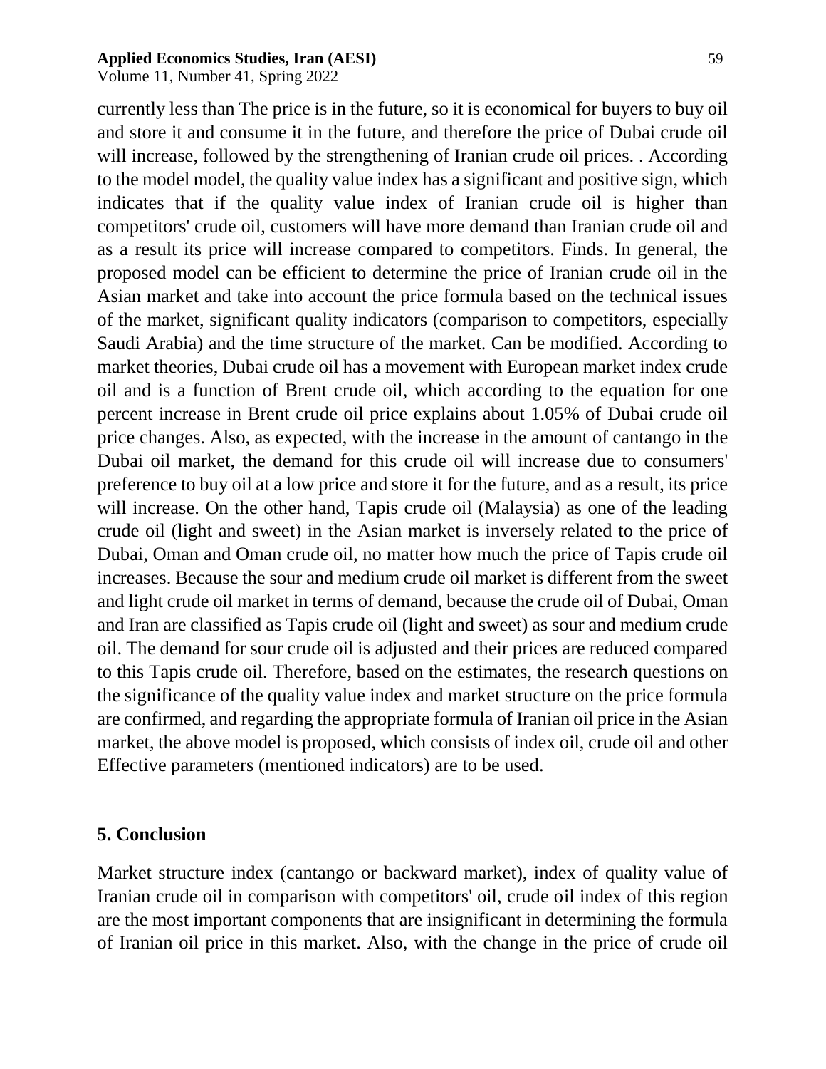currently less than The price is in the future, so it is economical for buyers to buy oil and store it and consume it in the future, and therefore the price of Dubai crude oil will increase, followed by the strengthening of Iranian crude oil prices. . According to the model model, the quality value index has a significant and positive sign, which indicates that if the quality value index of Iranian crude oil is higher than competitors' crude oil, customers will have more demand than Iranian crude oil and as a result its price will increase compared to competitors. Finds. In general, the proposed model can be efficient to determine the price of Iranian crude oil in the Asian market and take into account the price formula based on the technical issues of the market, significant quality indicators (comparison to competitors, especially Saudi Arabia) and the time structure of the market. Can be modified. According to market theories, Dubai crude oil has a movement with European market index crude oil and is a function of Brent crude oil, which according to the equation for one percent increase in Brent crude oil price explains about 1.05% of Dubai crude oil price changes. Also, as expected, with the increase in the amount of cantango in the Dubai oil market, the demand for this crude oil will increase due to consumers' preference to buy oil at a low price and store it for the future, and as a result, its price will increase. On the other hand, Tapis crude oil (Malaysia) as one of the leading crude oil (light and sweet) in the Asian market is inversely related to the price of Dubai, Oman and Oman crude oil, no matter how much the price of Tapis crude oil increases. Because the sour and medium crude oil market is different from the sweet and light crude oil market in terms of demand, because the crude oil of Dubai, Oman and Iran are classified as Tapis crude oil (light and sweet) as sour and medium crude oil. The demand for sour crude oil is adjusted and their prices are reduced compared to this Tapis crude oil. Therefore, based on the estimates, the research questions on the significance of the quality value index and market structure on the price formula are confirmed, and regarding the appropriate formula of Iranian oil price in the Asian market, the above model is proposed, which consists of index oil, crude oil and other Effective parameters (mentioned indicators) are to be used.

## 5. Conclusion

Market structure index (cantango or backward market), index of quality value of Iranian crude oil in comparison with competitors' oil, crude oil index of this region are the most important components that are insignificant in determining the formula of Iranian oil price in this market. Also, with the change in the price of crude oil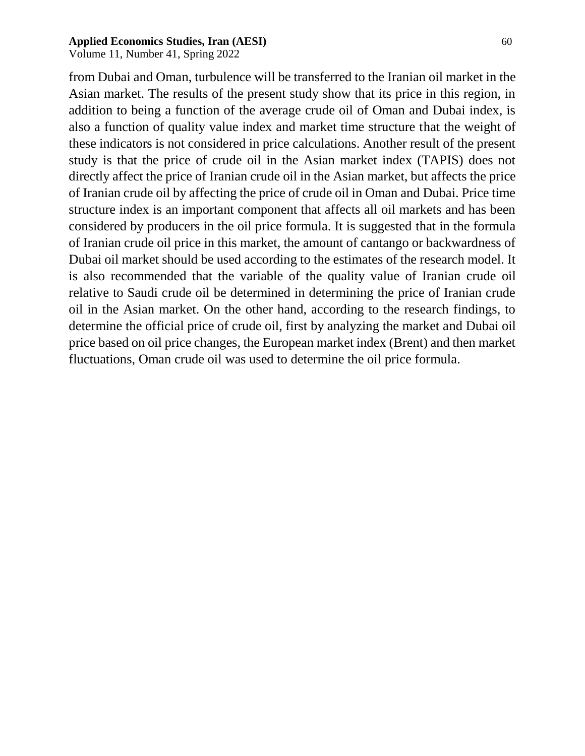from Dubai and Oman, turbulence will be transferred to the Iranian oil market in the Asian market. The results of the present study show that its price in this region, in addition to being a function of the average crude oil of Oman and Dubai index, is also a function of quality value index and market time structure that the weight of these indicators is not considered in price calculations. Another result of the present study is that the price of crude oil in the Asian market index (TAPIS) does not directly affect the price of Iranian crude oil in the Asian market, but affects the price of Iranian crude oil by affecting the price of crude oil in Oman and Dubai. Price time structure index is an important component that affects all oil markets and has been considered by producers in the oil price formula. It is suggested that in the formula of Iranian crude oil price in this market, the amount of cantango or backwardness of Dubai oil market should be used according to the estimates of the research model. It is also recommended that the variable of the quality value of Iranian crude oil relative to Saudi crude oil be determined in determining the price of Iranian crude oil in the Asian market. On the other hand, according to the research findings, to determine the official price of crude oil, first by analyzing the market and Dubai oil price based on oil price changes, the European market index (Brent) and then market fluctuations, Oman crude oil was used to determine the oil price formula.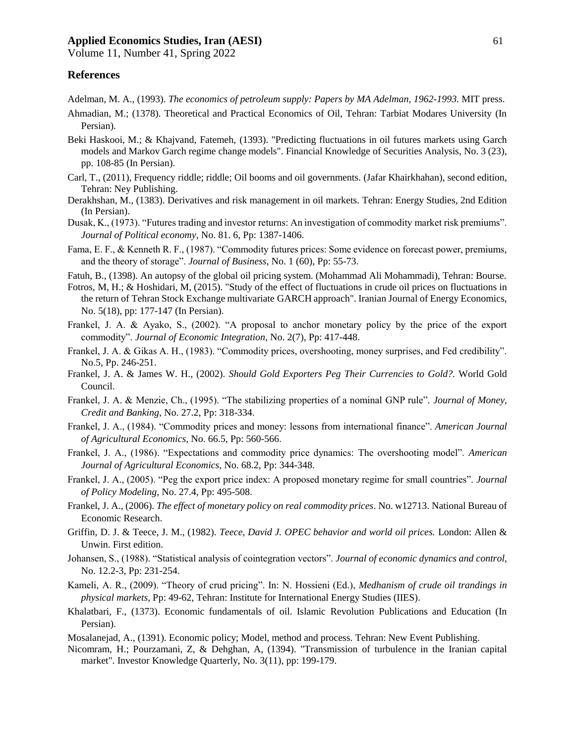## References

Adelman, M. A., (1993). *The economics of petroleum supply: Papers by MA Adelman, 1962-1993.* MIT press.

Ahmadian, M.; (1378). Theoretical and Practical Economics of Oil, Tehran: Tarbiat Modares University (In Persian).

Beki Haskooi, M.; & Khajvand, Fatemeh, (1393). "Predicting fluctuations in oil futures markets using Garch models and Markov Garch regime change models". Financial Knowledge of Securities Analysis, No. 3 (23), pp. 108-85 (In Persian).

Carl, T., (2011), Frequency riddle; riddle; Oil booms and oil governments. (Jafar Khairkhahan), second edition, Tehran: Ney Publishing.

Derakhshan, M., (1383). Derivatives and risk management in oil markets. Tehran: Energy Studies, 2nd Edition (In Persian).

Dusak, K., (1973). "Futures trading and investor returns: An investigation of commodity market risk premiums". *Journal of Political economy*, No. 81. 6, Pp: 1387-1406.

Fama, E. F., & Kenneth R. F., (1987). "Commodity futures prices: Some evidence on forecast power, premiums, and the theory of storage". *Journal of Business*, No. 1 (60), Pp: 55-73.

Fatuh, B., (1398). An autopsy of the global oil pricing system. (Mohammad Ali Mohammadi), Tehran: Bourse.

Fotros, M, H.; & Hoshidari, M, (2015). "Study of the effect of fluctuations in crude oil prices on fluctuations in the return of Tehran Stock Exchange multivariate GARCH approach". Iranian Journal of Energy Economics, No. 5(18), pp: 177-147 (In Persian).

Frankel, J. A. & Ayako, S., (2002). "A proposal to anchor monetary policy by the price of the export commodity". *Journal of Economic Integration*, No. 2(7), Pp: 417-448.

Frankel, J. A. & Gikas A. H., (1983). "Commodity prices, overshooting, money surprises, and Fed credibility". No.5, Pp. 246-251.

Frankel, J. A. & James W. H., (2002). *Should Gold Exporters Peg Their Currencies to Gold?*. World Gold Council.

Frankel, J. A. & Menzie, Ch., (1995). "The stabilizing properties of a nominal GNP rule". *Journal of Money, Credit and Banking*, No. 27.2, Pp: 318-334.

Frankel, J. A., (1984). "Commodity prices and money: lessons from international finance". *American Journal of Agricultural Economics*, No. 66.5, Pp: 560-566.

Frankel, J. A., (1986). "Expectations and commodity price dynamics: The overshooting model". *American Journal of Agricultural Economics*, No. 68.2, Pp: 344-348.

Frankel, J. A., (2005). "Peg the export price index: A proposed monetary regime for small countries". *Journal of Policy Modeling*, No. 27.4, Pp: 495-508.

Frankel, J. A., (2006). *The effect of monetary policy on real commodity prices*. No. w12713. National Bureau of Economic Research.

Griffin, D. J. & Teece, J. M., (1982). *Teece, David J. OPEC behavior and world oil prices.* London: Allen & Unwin. First edition.

Johansen, S., (1988). "Statistical analysis of cointegration vectors". *Journal of economic dynamics and control*, No. 12.2-3, Pp: 231-254.

Kameli, A. R., (2009). "Theory of crud pricing". In: N. Hossieni (Ed.), *Medhanism of crude oil trandings in physical markets,* Pp: 49-62, Tehran: Institute for International Energy Studies (IIES).

Khalatbari, F., (1373). Economic fundamentals of oil. Islamic Revolution Publications and Education (In Persian).

Mosalanejad, A., (1391). Economic policy; Model, method and process. Tehran: New Event Publishing.

Nicomram, H.; Pourzamani, Z, & Dehghan, A, (1394). "Transmission of turbulence in the Iranian capital market". Investor Knowledge Quarterly, No. 3(11), pp: 199-179.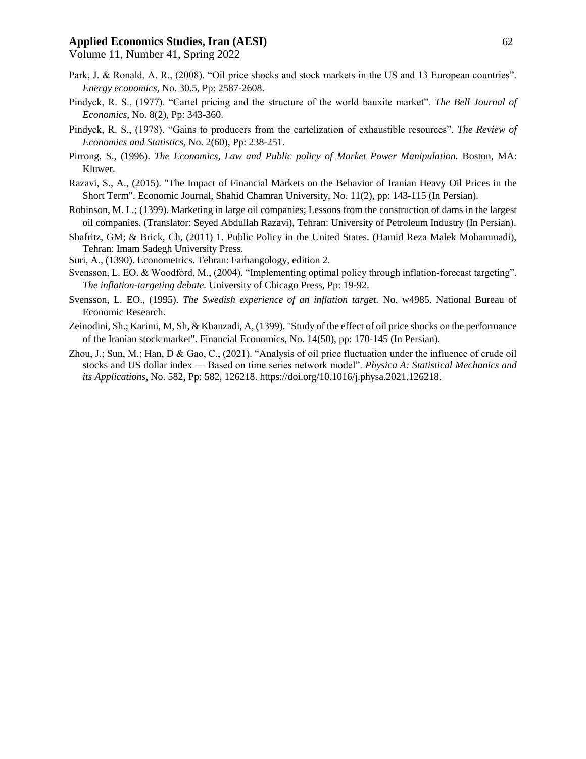Park, J. & Ronald, A. R., (2008). "Oil price shocks and stock markets in the US and 13 European countries". *Energy economics*, No. 30.5, Pp: 2587-2608.

Pindyck, R. S., (1977). "Cartel pricing and the structure of the world bauxite market". *The Bell Journal of Economics*, No. 8(2), Pp: 343-360.

Pindyck, R. S., (1978). "Gains to producers from the cartelization of exhaustible resources". *The Review of Economics and Statistics*, No. 2(60), Pp: 238-251.

Pirrong, S., (1996). *The Economics, Law and Public policy of Market Power Manipulation.* Boston, MA: Kluwer.

Razavi, S., A., (2015). "The Impact of Financial Markets on the Behavior of Iranian Heavy Oil Prices in the Short Term". Economic Journal, Shahid Chamran University, No. 11(2), pp: 143-115 (In Persian).

Robinson, M. L.; (1399). Marketing in large oil companies; Lessons from the construction of dams in the largest oil companies. (Translator: Seyed Abdullah Razavi), Tehran: University of Petroleum Industry (In Persian).

Shafritz, GM; & Brick, Ch, (2011) 1. Public Policy in the United States. (Hamid Reza Malek Mohammadi), Tehran: Imam Sadegh University Press.

Suri, A., (1390). Econometrics. Tehran: Farhangology, edition 2.

Svensson, L. EO. & Woodford, M., (2004). "Implementing optimal policy through inflation-forecast targeting". *The inflation-targeting debate.* University of Chicago Press, Pp: 19-92.

Svensson, L. EO., (1995). *The Swedish experience of an inflation target.* No. w4985. National Bureau of Economic Research.

Zeinodini, Sh.; Karimi, M, Sh, & Khanzadi, A, (1399). "Study of the effect of oil price shocks on the performance of the Iranian stock market". Financial Economics, No. 14(50), pp: 170-145 (In Persian).

Zhou, J.; Sun, M.; Han, D & Gao, C., (2021). "Analysis of oil price fluctuation under the influence of crude oil stocks and US dollar index — Based on time series network model". *Physica A: Statistical Mechanics and its Applications,* No. 582, Pp: 582, 126218. https://doi.org/10.1016/j.physa.2021.126218.